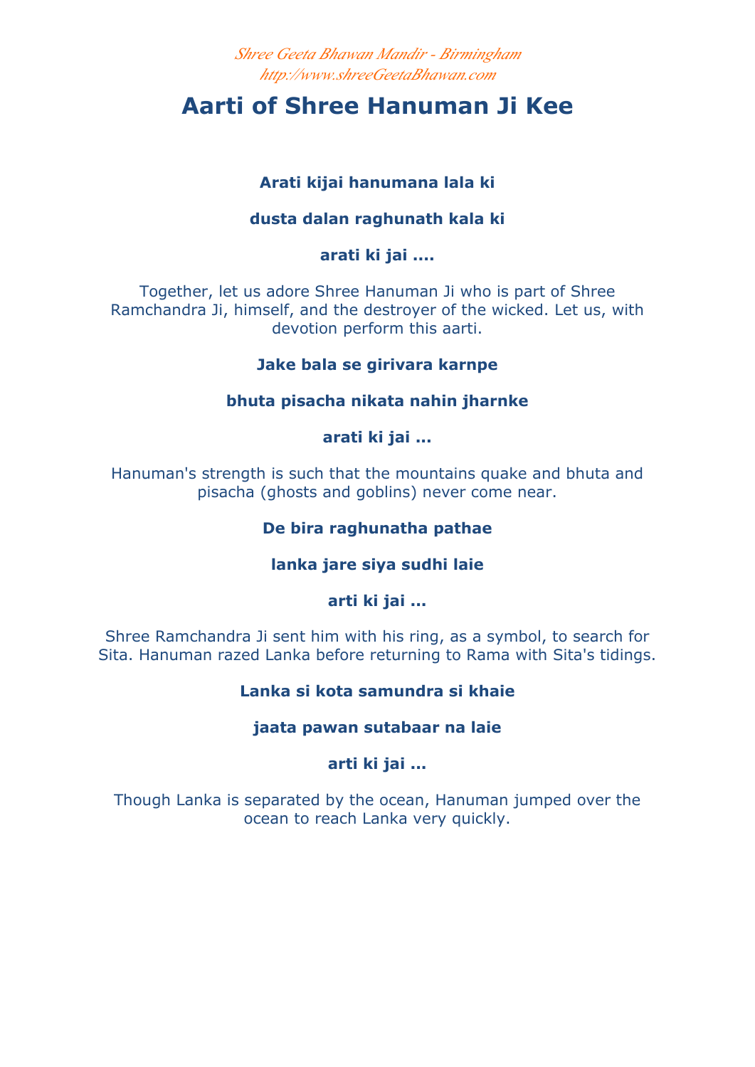*Shree Geeta Bhawan Mandir - Birmingham*
*http://www.shreeGeetaBhawan.com*

# Aarti of Shree Hanuman Ji Kee

**Arati kijai hanumana lala ki**

**dusta dalan raghunath kala ki**

**arati ki jai ....**

Together, let us adore Shree Hanuman Ji who is part of Shree Ramchandra Ji, himself, and the destroyer of the wicked. Let us, with devotion perform this aarti.

**Jake bala se girivara karnpe**

**bhuta pisacha nikata nahin jharnke**

**arati ki jai ...**

Hanuman's strength is such that the mountains quake and bhuta and pisacha (ghosts and goblins) never come near.

**De bira raghunatha pathae**

**lanka jare siya sudhi laie**

**arti ki jai ...**

Shree Ramchandra Ji sent him with his ring, as a symbol, to search for Sita. Hanuman razed Lanka before returning to Rama with Sita's tidings.

**Lanka si kota samundra si khaie**

**jaata pawan sutabaar na laie**

**arti ki jai ...**

Though Lanka is separated by the ocean, Hanuman jumped over the ocean to reach Lanka very quickly.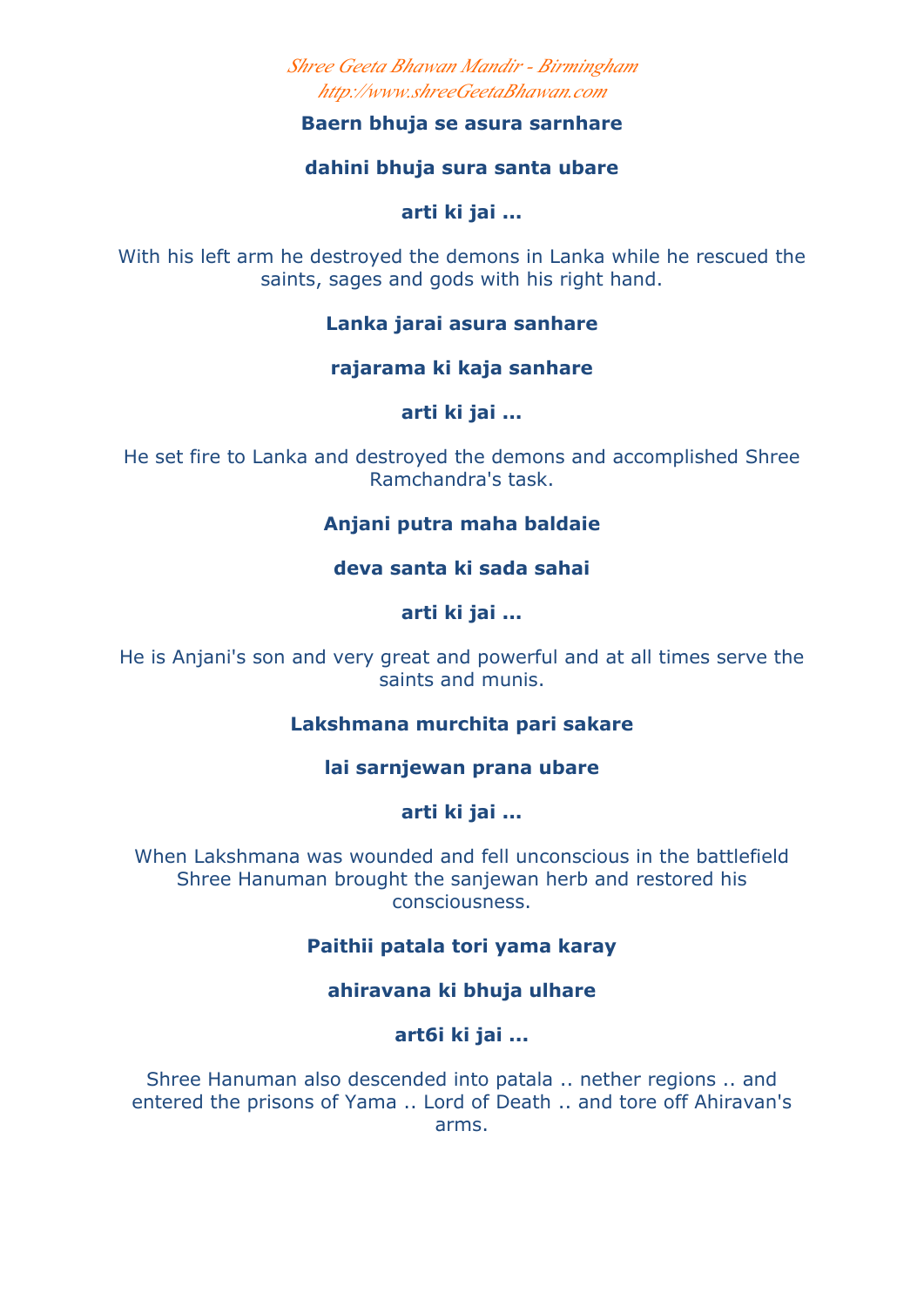**Baern bhuja se asura sarnhare**

**dahini bhuja sura santa ubare**

**arti ki jai ...**

With his left arm he destroyed the demons in Lanka while he rescued the saints, sages and gods with his right hand.

**Lanka jarai asura sanhare**

**rajarama ki kaja sanhare**

**arti ki jai ...**

He set fire to Lanka and destroyed the demons and accomplished Shree Ramchandra's task.

**Anjani putra maha baldaie**

**deva santa ki sada sahai**

**arti ki jai ...**

He is Anjani's son and very great and powerful and at all times serve the saints and munis.

**Lakshmana murchita pari sakare**

**lai sarnjewan prana ubare**

**arti ki jai ...**

When Lakshmana was wounded and fell unconscious in the battlefield Shree Hanuman brought the sanjewan herb and restored his consciousness.

**Paithii patala tori yama karay**

**ahiravana ki bhuja ulhare**

**art6i ki jai ...**

Shree Hanuman also descended into patala .. nether regions .. and entered the prisons of Yama .. Lord of Death .. and tore off Ahiravan's arms.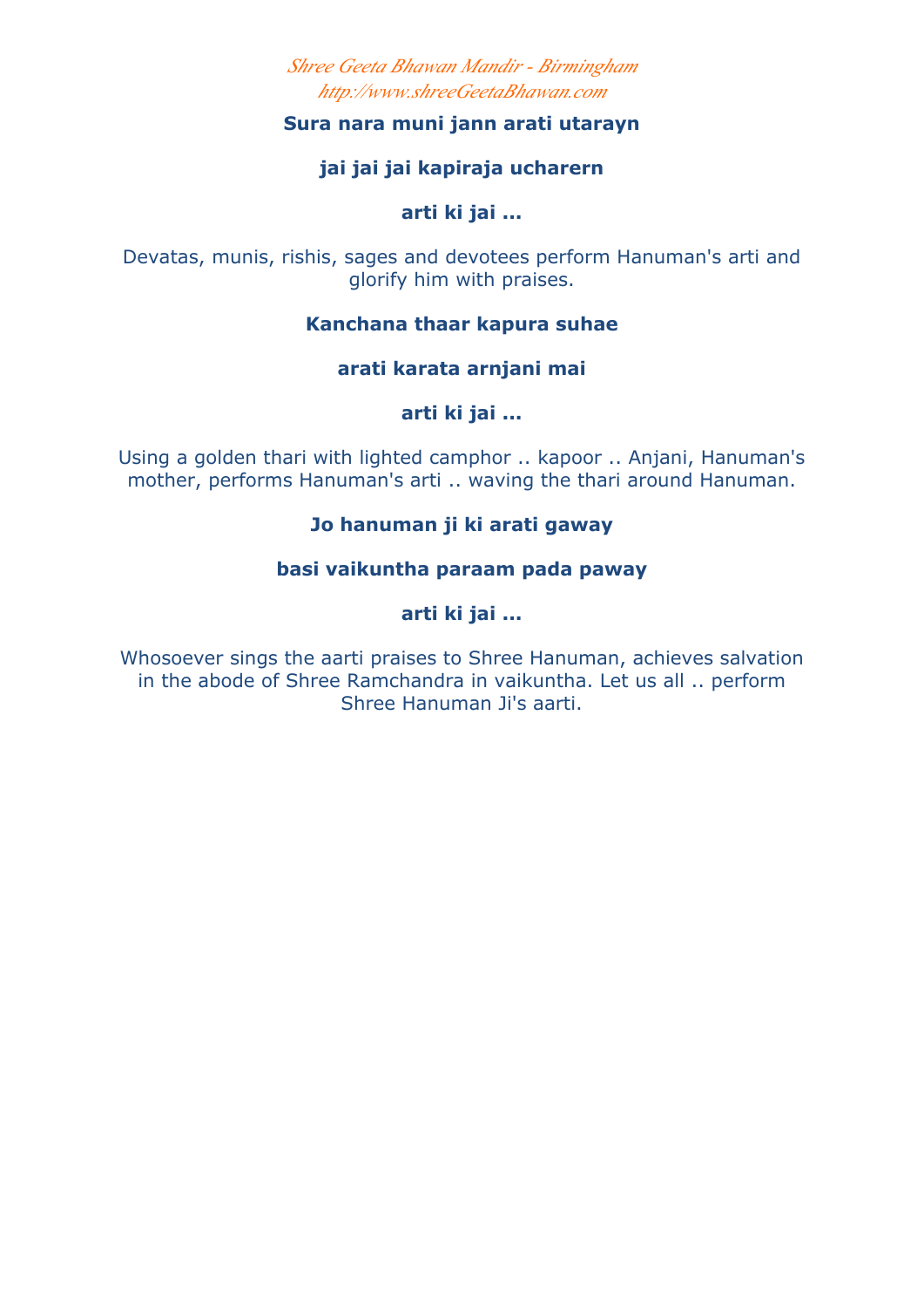**Sura nara muni jann arati utarayn**

**jai jai jai kapiraja ucharern**

**arti ki jai ...**

Devatas, munis, rishis, sages and devotees perform Hanuman's arti and glorify him with praises.

**Kanchana thaar kapura suhae**

**arati karata arnjani mai**

**arti ki jai ...**

Using a golden thari with lighted camphor .. kapoor .. Anjani, Hanuman's mother, performs Hanuman's arti .. waving the thari around Hanuman.

**Jo hanuman ji ki arati gaway**

**basi vaikuntha paraam pada paway**

**arti ki jai ...**

Whosoever sings the aarti praises to Shree Hanuman, achieves salvation in the abode of Shree Ramchandra in vaikuntha. Let us all .. perform Shree Hanuman Ji's aarti.